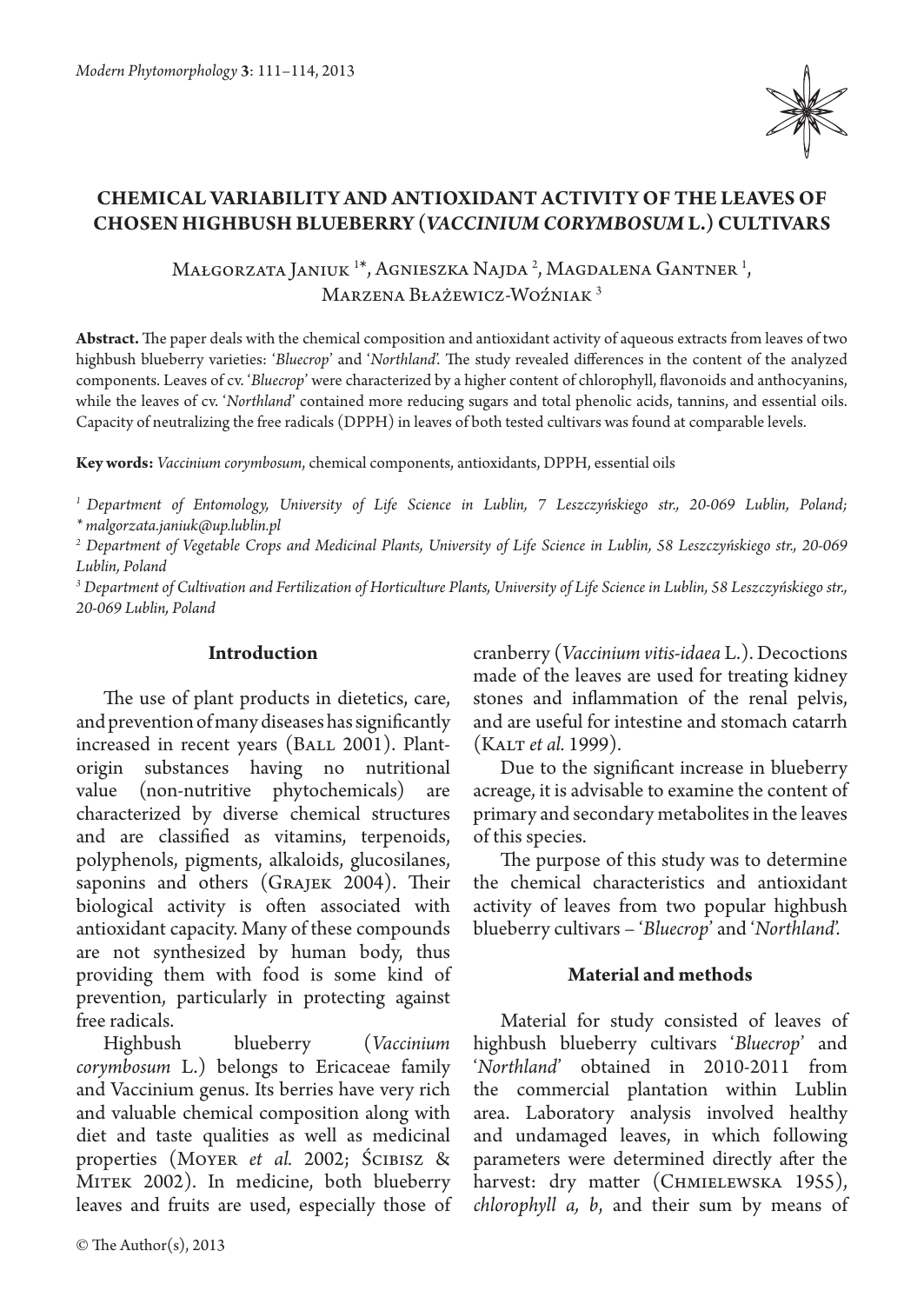# CHEMICAL VARIABILITY AND ANTIOXIDANT ACTIVITY OF THE LEAVES OF CHOSEN HIGHBUSH BLUEBERRY (*VACCINIUM CORYMBOSUM* L.) CULTIVARS

Małgorzata Janiuk [1]*, Agnieszka Najda [2], Magdalena Gantner [1], Marzena Błażewicz-Woźniak [3]

**Abstract.** The paper deals with the chemical composition and antioxidant activity of aqueous extracts from leaves of two highbush blueberry varieties: '*Bluecrop*' and '*Northland*'. The study revealed differences in the content of the analyzed components. Leaves of cv. '*Bluecrop*' were characterized by a higher content of chlorophyll, flavonoids and anthocyanins, while the leaves of cv. '*Northland*' contained more reducing sugars and total phenolic acids, tannins, and essential oils. Capacity of neutralizing the free radicals (DPPH) in leaves of both tested cultivars was found at comparable levels.

**Key words:** *Vaccinium corymbosum*, chemical components, antioxidants, DPPH, essential oils

*[1] Department of Entomology, University of Life Science in Lublin, 7 Leszczyńskiego str., 20-069 Lublin, Poland; * malgorzata.janiuk@up.lublin.pl*

*[2] Department of Vegetable Crops and Medicinal Plants, University of Life Science in Lublin, 58 Leszczyńskiego str., 20-069 Lublin, Poland*

*[3] Department of Cultivation and Fertilization of Horticulture Plants, University of Life Science in Lublin, 58 Leszczyńskiego str., 20-069 Lublin, Poland*

## Introduction

The use of plant products in dietetics, care, and prevention of many diseases has significantly increased in recent years (Ball 2001). Plant-origin substances having no nutritional value (non-nutritive phytochemicals) are characterized by diverse chemical structures and are classified as vitamins, terpenoids, polyphenols, pigments, alkaloids, glucosilanes, saponins and others (Grajek 2004). Their biological activity is often associated with antioxidant capacity. Many of these compounds are not synthesized by human body, thus providing them with food is some kind of prevention, particularly in protecting against free radicals.

Highbush blueberry (*Vaccinium corymbosum* L.) belongs to Ericaceae family and Vaccinium genus. Its berries have very rich and valuable chemical composition along with diet and taste qualities as well as medicinal properties (Moyer *et al.* 2002; Ścibisz & Mitek 2002). In medicine, both blueberry leaves and fruits are used, especially those of cranberry (*Vaccinium vitis-idaea* L.). Decoctions made of the leaves are used for treating kidney stones and inflammation of the renal pelvis, and are useful for intestine and stomach catarrh (Kalt *et al.* 1999).

Due to the significant increase in blueberry acreage, it is advisable to examine the content of primary and secondary metabolites in the leaves of this species.

The purpose of this study was to determine the chemical characteristics and antioxidant activity of leaves from two popular highbush blueberry cultivars – '*Bluecrop*' and '*Northland*'.

## Material and methods

Material for study consisted of leaves of highbush blueberry cultivars '*Bluecrop*' and '*Northland*' obtained in 2010-2011 from the commercial plantation within Lublin area. Laboratory analysis involved healthy and undamaged leaves, in which following parameters were determined directly after the harvest: dry matter (Chmielewska 1955), *chlorophyll a, b*, and their sum by means of

© The Author(s), 2013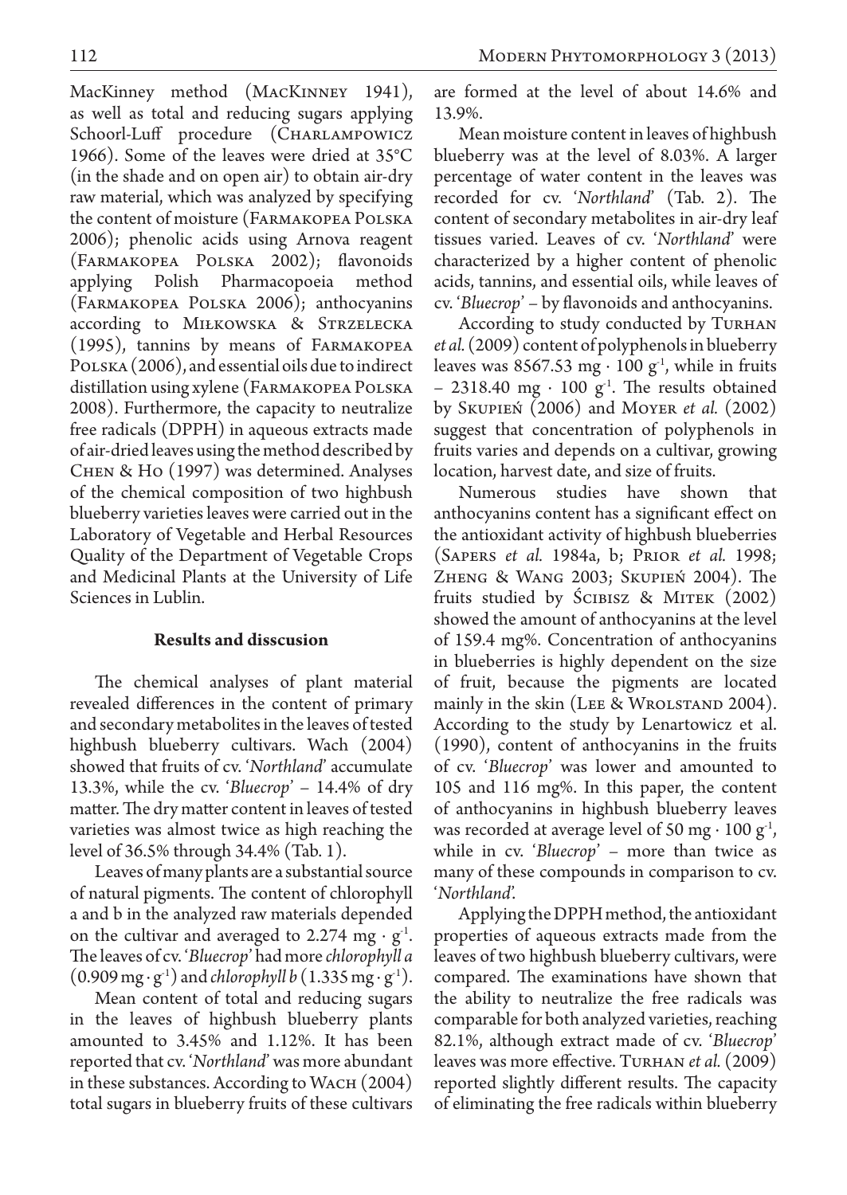MacKinney method (MacKinney 1941), as well as total and reducing sugars applying Schoorl-Luff procedure (Charlampowicz 1966). Some of the leaves were dried at 35°C (in the shade and on open air) to obtain air-dry raw material, which was analyzed by specifying the content of moisture (Farmakopea Polska 2006); phenolic acids using Arnova reagent (Farmakopea Polska 2002); flavonoids applying Polish Pharmacopoeia method (Farmakopea Polska 2006); anthocyanins according to Miłkowska & Strzelecka (1995), tannins by means of Farmakopea Polska (2006), and essential oils due to indirect distillation using xylene (Farmakopea Polska 2008). Furthermore, the capacity to neutralize free radicals (DPPH) in aqueous extracts made of air-dried leaves using the method described by Chen & Ho (1997) was determined. Analyses of the chemical composition of two highbush blueberry varieties leaves were carried out in the Laboratory of Vegetable and Herbal Resources Quality of the Department of Vegetable Crops and Medicinal Plants at the University of Life Sciences in Lublin.

## Results and disscusion

The chemical analyses of plant material revealed differences in the content of primary and secondary metabolites in the leaves of tested highbush blueberry cultivars. Wach (2004) showed that fruits of cv. '*Northland*' accumulate 13.3%, while the cv. '*Bluecrop*' – 14.4% of dry matter. The dry matter content in leaves of tested varieties was almost twice as high reaching the level of 36.5% through 34.4% (Tab. 1).

Leaves of many plants are a substantial source of natural pigments. The content of chlorophyll a and b in the analyzed raw materials depended on the cultivar and averaged to 2.274 mg · g$^{-1}$. The leaves of cv. '*Bluecrop*' had more *chlorophyll a* (0.909 mg · g$^{-1}$) and *chlorophyll b* (1.335 mg · g$^{-1}$).

Mean content of total and reducing sugars in the leaves of highbush blueberry plants amounted to 3.45% and 1.12%. It has been reported that cv. '*Northland*' was more abundant in these substances. According to Wach (2004) total sugars in blueberry fruits of these cultivars are formed at the level of about 14.6% and 13.9%.

Mean moisture content in leaves of highbush blueberry was at the level of 8.03%. A larger percentage of water content in the leaves was recorded for cv. '*Northland*' (Tab. 2). The content of secondary metabolites in air-dry leaf tissues varied. Leaves of cv. '*Northland*' were characterized by a higher content of phenolic acids, tannins, and essential oils, while leaves of cv. '*Bluecrop*' – by flavonoids and anthocyanins.

According to study conducted by Turhan *et al.* (2009) content of polyphenols in blueberry leaves was 8567.53 mg · 100 g$^{-1}$, while in fruits – 2318.40 mg · 100 g$^{-1}$. The results obtained by Skupień (2006) and Moyer *et al.* (2002) suggest that concentration of polyphenols in fruits varies and depends on a cultivar, growing location, harvest date, and size of fruits.

Numerous studies have shown that anthocyanins content has a significant effect on the antioxidant activity of highbush blueberries (Sapers *et al.* 1984a, b; Prior *et al.* 1998; Zheng & Wang 2003; Skupień 2004). The fruits studied by Ścibisz & Mitek (2002) showed the amount of anthocyanins at the level of 159.4 mg%. Concentration of anthocyanins in blueberries is highly dependent on the size of fruit, because the pigments are located mainly in the skin (Lee & Wrolstand 2004). According to the study by Lenartowicz et al. (1990), content of anthocyanins in the fruits of cv. '*Bluecrop*' was lower and amounted to 105 and 116 mg%. In this paper, the content of anthocyanins in highbush blueberry leaves was recorded at average level of 50 mg · 100 g$^{-1}$, while in cv. '*Bluecrop*' – more than twice as many of these compounds in comparison to cv. '*Northland*'.

Applying the DPPH method, the antioxidant properties of aqueous extracts made from the leaves of two highbush blueberry cultivars, were compared. The examinations have shown that the ability to neutralize the free radicals was comparable for both analyzed varieties, reaching 82.1%, although extract made of cv. '*Bluecrop*' leaves was more effective. Turhan *et al.* (2009) reported slightly different results. The capacity of eliminating the free radicals within blueberry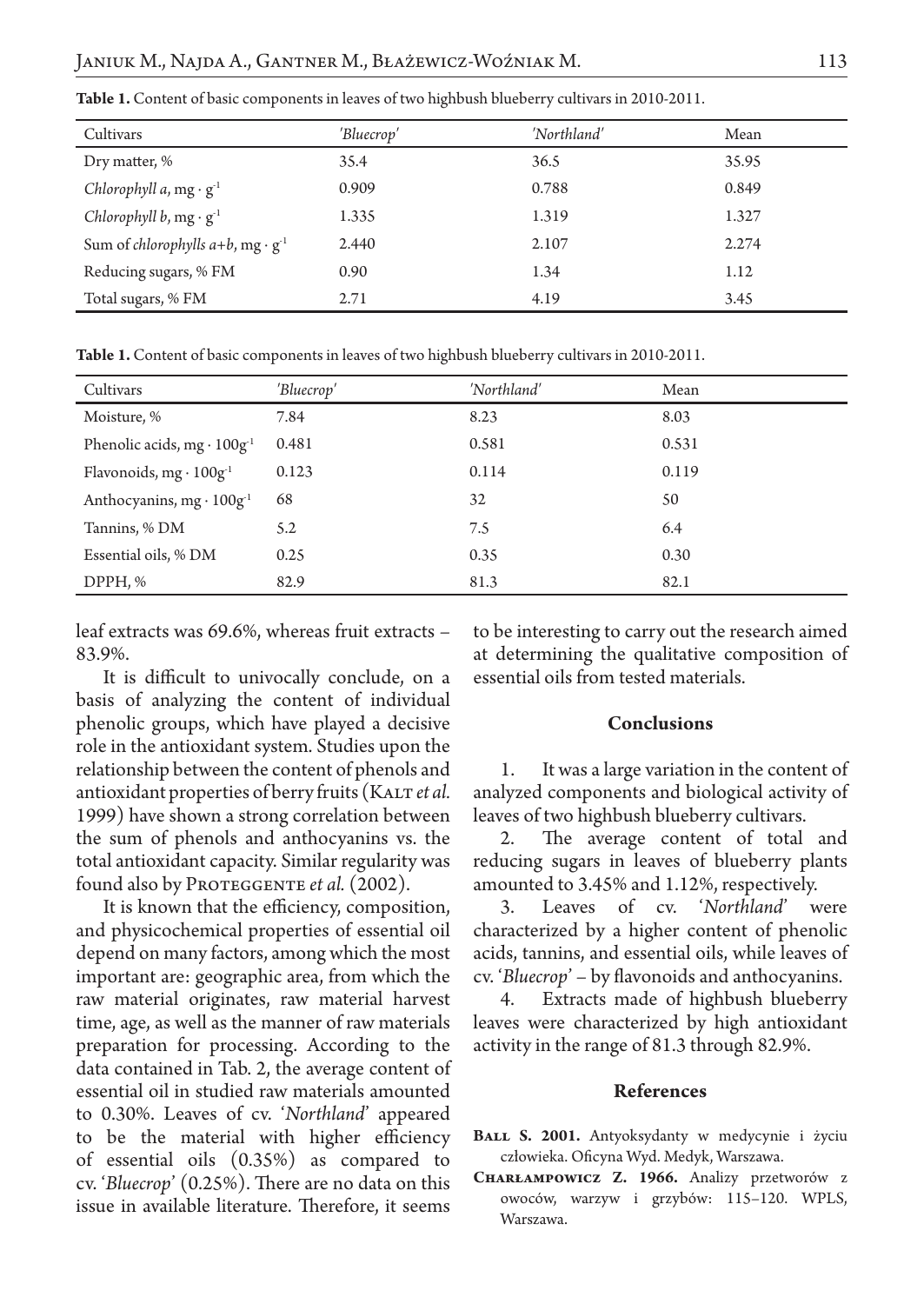**Table 1.** Content of basic components in leaves of two highbush blueberry cultivars in 2010-2011.

| Cultivars | *'Bluecrop'* | *'Northland'* | Mean |
|---|---|---|---|
| Dry matter, % | 35.4 | 36.5 | 35.95 |
| *Chlorophyll a*, $mg \cdot g^{-1}$ | 0.909 | 0.788 | 0.849 |
| *Chlorophyll b*, $mg \cdot g^{-1}$ | 1.335 | 1.319 | 1.327 |
| Sum of *chlorophylls a+b*, $mg \cdot g^{-1}$ | 2.440 | 2.107 | 2.274 |
| Reducing sugars, % FM | 0.90 | 1.34 | 1.12 |
| Total sugars, % FM | 2.71 | 4.19 | 3.45 |

**Table 1.** Content of basic components in leaves of two highbush blueberry cultivars in 2010-2011.

| Cultivars | *'Bluecrop'* | *'Northland'* | Mean |
|---|---|---|---|
| Moisture, % | 7.84 | 8.23 | 8.03 |
| Phenolic acids, $mg \cdot 100g^{-1}$ | 0.481 | 0.581 | 0.531 |
| Flavonoids, $mg \cdot 100g^{-1}$ | 0.123 | 0.114 | 0.119 |
| Anthocyanins, $mg \cdot 100g^{-1}$ | 68 | 32 | 50 |
| Tannins, % DM | 5.2 | 7.5 | 6.4 |
| Essential oils, % DM | 0.25 | 0.35 | 0.30 |
| DPPH, % | 82.9 | 81.3 | 82.1 |

leaf extracts was 69.6%, whereas fruit extracts – 83.9%.

It is difficult to univocally conclude, on a basis of analyzing the content of individual phenolic groups, which have played a decisive role in the antioxidant system. Studies upon the relationship between the content of phenols and antioxidant properties of berry fruits (Kalt *et al.* 1999) have shown a strong correlation between the sum of phenols and anthocyanins vs. the total antioxidant capacity. Similar regularity was found also by Proteggente *et al.* (2002).

It is known that the efficiency, composition, and physicochemical properties of essential oil depend on many factors, among which the most important are: geographic area, from which the raw material originates, raw material harvest time, age, as well as the manner of raw materials preparation for processing. According to the data contained in Tab. 2, the average content of essential oil in studied raw materials amounted to 0.30%. Leaves of cv. '*Northland*' appeared to be the material with higher efficiency of essential oils (0.35%) as compared to cv. '*Bluecrop*' (0.25%). There are no data on this issue in available literature. Therefore, it seems to be interesting to carry out the research aimed at determining the qualitative composition of essential oils from tested materials.

## Conclusions

1. It was a large variation in the content of analyzed components and biological activity of leaves of two highbush blueberry cultivars.
2. The average content of total and reducing sugars in leaves of blueberry plants amounted to 3.45% and 1.12%, respectively.
3. Leaves of cv. '*Northland*' were characterized by a higher content of phenolic acids, tannins, and essential oils, while leaves of cv. '*Blucrop*' – by flavonoids and anthocyanins.
4. Extracts made of highbush blueberry leaves were characterized by high antioxidant activity in the range of 81.3 through 82.9%.

## References

**Ball S. 2001.** Antyoksydanty w medycynie i życiu człowieka. Oficyna Wyd. Medyk, Warszawa.

**Charłampowicz Z. 1966.** Analizy przetworów z owoców, warzyw i grzybów: 115–120. WPLS, Warszawa.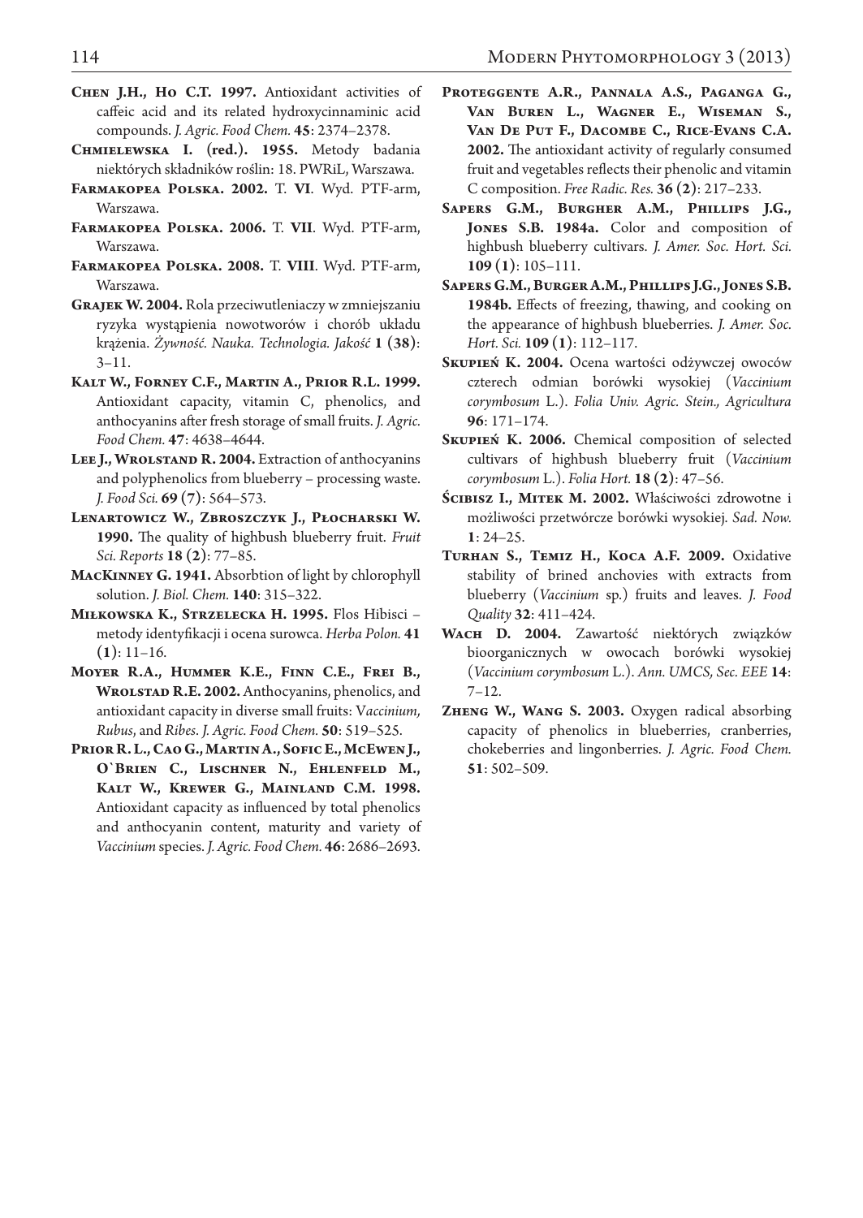**Chen J.H., Ho C.T. 1997.** Antioxidant activities of caffeic acid and its related hydroxycinnaminic acid compounds. *J. Agric. Food Chem.* **45**: 2374–2378.

**Chmielewska I. (red.). 1955.** Metody badania niektórych składników roślin: 18. PWRiL, Warszawa.

**Farmakopea Polska. 2002.** T. **VI**. Wyd. PTF-arm, Warszawa.

**Farmakopea Polska. 2006.** T. **VII**. Wyd. PTF-arm, Warszawa.

**Farmakopea Polska. 2008.** T. **VIII**. Wyd. PTF-arm, Warszawa.

**Grajek W. 2004.** Rola przeciwutleniaczy w zmniejszaniu ryzyka wystąpienia nowotworów i chorób układu krążenia. *Żywność. Nauka. Technologia. Jakość* **1 (38)**: 3–11.

**Kalt W., Forney C.F., Martin A., Prior R.L. 1999.** Antioxidant capacity, vitamin C, phenolics, and anthocyanins after fresh storage of small fruits. *J. Agric. Food Chem.* **47**: 4638–4644.

**Lee J., Wrolstand R. 2004.** Extraction of anthocyanins and polyphenolics from blueberry – processing waste. *J. Food Sci.* **69 (7)**: 564–573.

**Lenartowicz W., Zbroszczyk J., Płocharski W. 1990.** The quality of highbush blueberry fruit. *Fruit Sci. Reports* **18 (2)**: 77–85.

**MacKinney G. 1941.** Absorbtion of light by chlorophyll solution. *J. Biol. Chem.* **140**: 315–322.

**Miłkowska K., Strzelecka H. 1995.** Flos Hibisci – metody identyfikacji i ocena surowca. *Herba Polon.* **41 (1)**: 11–16.

**Moyer R.A., Hummer K.E., Finn C.E., Frei B., Wrolstad R.E. 2002.** Anthocyanins, phenolics, and antioxidant capacity in diverse small fruits: V*accinium, Rubus*, and *Ribes*. *J. Agric. Food Chem.* **50**: 519–525.

**Prior R. L., Cao G., Martin A., Sofic E., McEwen J., O`Brien C., Lischner N., Ehlenfeld M., Kalt W., Krewer G., Mainland C.M. 1998.** Antioxidant capacity as influenced by total phenolics and anthocyanin content, maturity and variety of *Vaccinium* species. *J. Agric. Food Chem.* **46**: 2686–2693.

**Proteggente A.R., Pannala A.S., Paganga G., Van Buren L., Wagner E., Wiseman S., Van De Put F., Dacombe C., Rice-Evans C.A. 2002.** The antioxidant activity of regularly consumed fruit and vegetables reflects their phenolic and vitamin C composition. *Free Radic. Res.* **36 (2)**: 217–233.

**Sapers G.M., Burgher A.M., Phillips J.G., Jones S.B. 1984a.** Color and composition of highbush blueberry cultivars. *J. Amer. Soc. Hort. Sci.* **109 (1)**: 105–111.

**Sapers G.M., Burger A.M., Phillips J.G., Jones S.B. 1984b.** Effects of freezing, thawing, and cooking on the appearance of highbush blueberries. *J. Amer. Soc. Hort. Sci.* **109 (1)**: 112–117.

**Skupień K. 2004.** Ocena wartości odżywczej owoców czterech odmian borówki wysokiej (*Vaccinium corymbosum* L.). *Folia Univ. Agric. Stein., Agricultura* **96**: 171–174.

**Skupień K. 2006.** Chemical composition of selected cultivars of highbush blueberry fruit (*Vaccinium corymbosum* L.). *Folia Hort.* **18 (2)**: 47–56.

**Ścibisz I., Mitek M. 2002.** Właściwości zdrowotne i możliwości przetwórcze borówki wysokiej. *Sad. Now.* **1**: 24–25.

**Turhan S., Temiz H., Koca A.F. 2009.** Oxidative stability of brined anchovies with extracts from blueberry (*Vaccinium* sp.) fruits and leaves. *J. Food Quality* **32**: 411–424.

**Wach D. 2004.** Zawartość niektórych związków bioorganicznych w owocach borówki wysokiej (*Vaccinium corymbosum* L.). *Ann. UMCS, Sec. EEE* **14**: 7–12.

**Zheng W., Wang S. 2003.** Oxygen radical absorbing capacity of phenolics in blueberries, cranberries, chokeberries and lingonberries. *J. Agric. Food Chem.* **51**: 502–509.